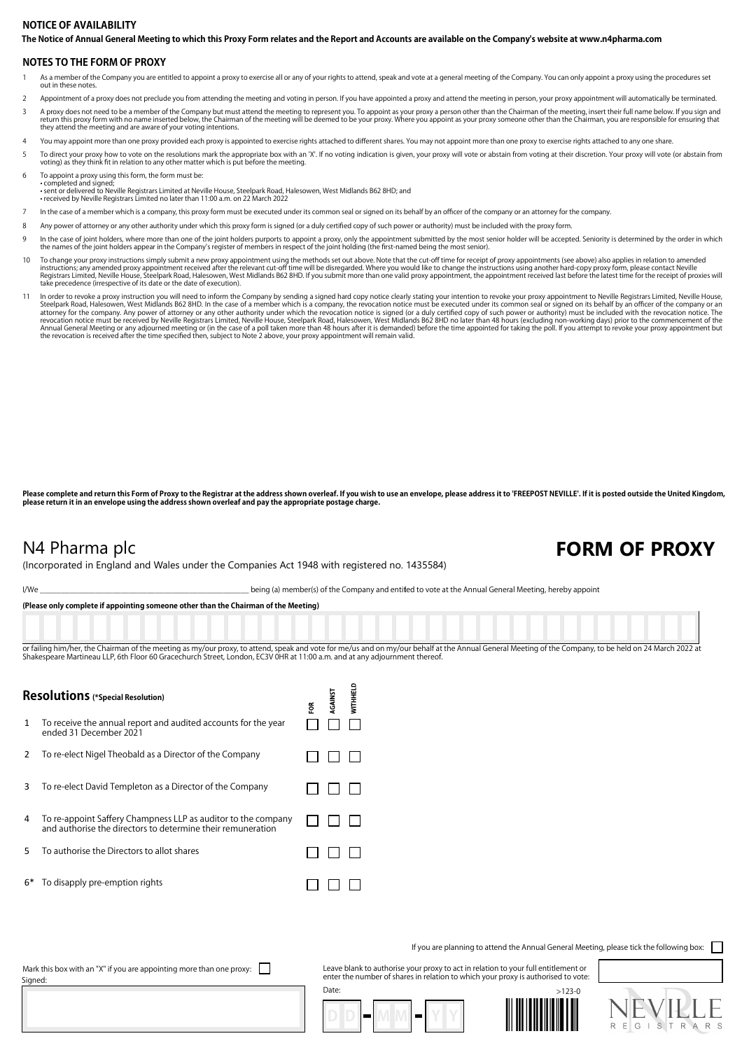## NOTICE OF AVAILABILITY

**The Notice of Annual General Meeting to which this Proxy Form relates and the Report and Accounts are available on the Company's website at www.n4pharma.com**

## NOTES TO THE FORM OF PROXY

1. As a member of the Company you are entitled to appoint a proxy to exercise all or any of your rights to attend, speak and vote at a general meeting of the Company. You can only appoint a proxy using the procedures set out in these notes.
2. Appointment of a proxy does not preclude you from attending the meeting and voting in person. If you have appointed a proxy and attend the meeting in person, your proxy appointment will automatically be terminated.
3. A proxy does not need to be a member of the Company but must attend the meeting to represent you. To appoint as your proxy a person other than the Chairman of the meeting, insert their full name below. If you sign and return this proxy form with no name inserted below, the Chairman of the meeting will be deemed to be your proxy. Where you appoint as your proxy someone other than the Chairman, you are responsible for ensuring that they attend the meeting and are aware of your voting intentions.
4. You may appoint more than one proxy provided each proxy is appointed to exercise rights attached to different shares. You may not appoint more than one proxy to exercise rights attached to any one share.
5. To direct your proxy how to vote on the resolutions mark the appropriate box with an 'X'. If no voting indication is given, your proxy will vote or abstain from voting at their discretion. Your proxy will vote (or abstain from voting) as they think fit in relation to any other matter which is put before the meeting.
6. To appoint a proxy using this form, the form must be:
   - completed and signed;
   - sent or delivered to Neville Registrars Limited at Neville House, Steelpark Road, Halesowen, West Midlands B62 8HD; and
   - received by Neville Registrars Limited no later than 11:00 a.m. on 22 March 2022
7. In the case of a member which is a company, this proxy form must be executed under its common seal or signed on its behalf by an officer of the company or an attorney for the company.
8. Any power of attorney or any other authority under which this proxy form is signed (or a duly certified copy of such power or authority) must be included with the proxy form.
9. In the case of joint holders, where more than one of the joint holders purports to appoint a proxy, only the appointment submitted by the most senior holder will be accepted. Seniority is determined by the order in which the names of the joint holders appear in the Company's register of members in respect of the joint holding (the first-named being the most senior).
10. To change your proxy instructions simply submit a new proxy appointment using the methods set out above. Note that the cut-off time for receipt of proxy appointments (see above) also applies in relation to amended instructions; any amended proxy appointment received after the relevant cut-off time will be disregarded. Where you would like to change the instructions using another hard-copy proxy form, please contact Neville Registrars Limited, Neville House, Steelpark Road, Halesowen, West Midlands B62 8HD. If you submit more than one valid proxy appointment, the appointment received last before the latest time for the receipt of proxies will take precedence (irrespective of its date or the date of execution).
11. In order to revoke a proxy instruction you will need to inform the Company by sending a signed hard copy notice clearly stating your intention to revoke your proxy appointment to Neville Registrars Limited, Neville House, Steelpark Road, Halesowen, West Midlands B62 8HD. In the case of a member which is a company, the revocation notice must be executed under its common seal or signed on its behalf by an officer of the company or an attorney for the company. Any power of attorney or any other authority under which the revocation notice is signed (or a duly certified copy of such power or authority) must be included with the revocation notice. The revocation notice must be received by Neville Registrars Limited, Neville House, Steelpark Road, Halesowen, West Midlands B62 8HD no later than 48 hours (excluding non-working days) prior to the commencement of the Annual General Meeting or any adjourned meeting or (in the case of a poll taken more than 48 hours after it is demanded) before the time appointed for taking the poll. If you attempt to revoke your proxy appointment but the revocation is received after the time specified then, subject to Note 2 above, your proxy appointment will remain valid.

**Please complete and return this Form of Proxy to the Registrar at the address shown overleaf. If you wish to use an envelope, please address it to 'FREEPOST NEVILLE'. If it is posted outside the United Kingdom, please return it in an envelope using the address shown overleaf and pay the appropriate postage charge.**

# N4 Pharma plc

(Incorporated in England and Wales under the Companies Act 1948 with registered no. 1435584)

# FORM OF PROXY

I/We ______________________________ being (a) member(s) of the Company and entitled to vote at the Annual General Meeting, hereby appoint

**(Please only complete if appointing someone other than the Chairman of the Meeting)**

or failing him/her, the Chairman of the meeting as my/our proxy, to attend, speak and vote for me/us and on my/our behalf at the Annual General Meeting of the Company, to be held on 24 March 2022 at Shakespeare Martineau LLP, 6th Floor 60 Gracechurch Street, London, EC3V 0HR at 11:00 a.m. and at any adjournment thereof.

## Resolutions (*Special Resolution)

| | Resolution | FOR | AGAINST | WITHHELD |
|---|---|---|---|---|
| 1 | To receive the annual report and audited accounts for the year ended 31 December 2021 | ☐ | ☐ | ☐ |
| 2 | To re-elect Nigel Theobald as a Director of the Company | ☐ | ☐ | ☐ |
| 3 | To re-elect David Templeton as a Director of the Company | ☐ | ☐ | ☐ |
| 4 | To re-appoint Saffery Champness LLP as auditor to the company and authorise the directors to determine their remuneration | ☐ | ☐ | ☐ |
| 5 | To authorise the Directors to allot shares | ☐ | ☐ | ☐ |
| 6* | To disapply pre-emption rights | ☐ | ☐ | ☐ |

If you are planning to attend the Annual General Meeting, please tick the following box: ☐

Mark this box with an "X" if you are appointing more than one proxy: ☐

Signed:

Leave blank to authorise your proxy to act in relation to your full entitlement or enter the number of shares in relation to which your proxy is authorised to vote:

Date: DD - MM - YY

>123-0

NEVILLE REGISTRARS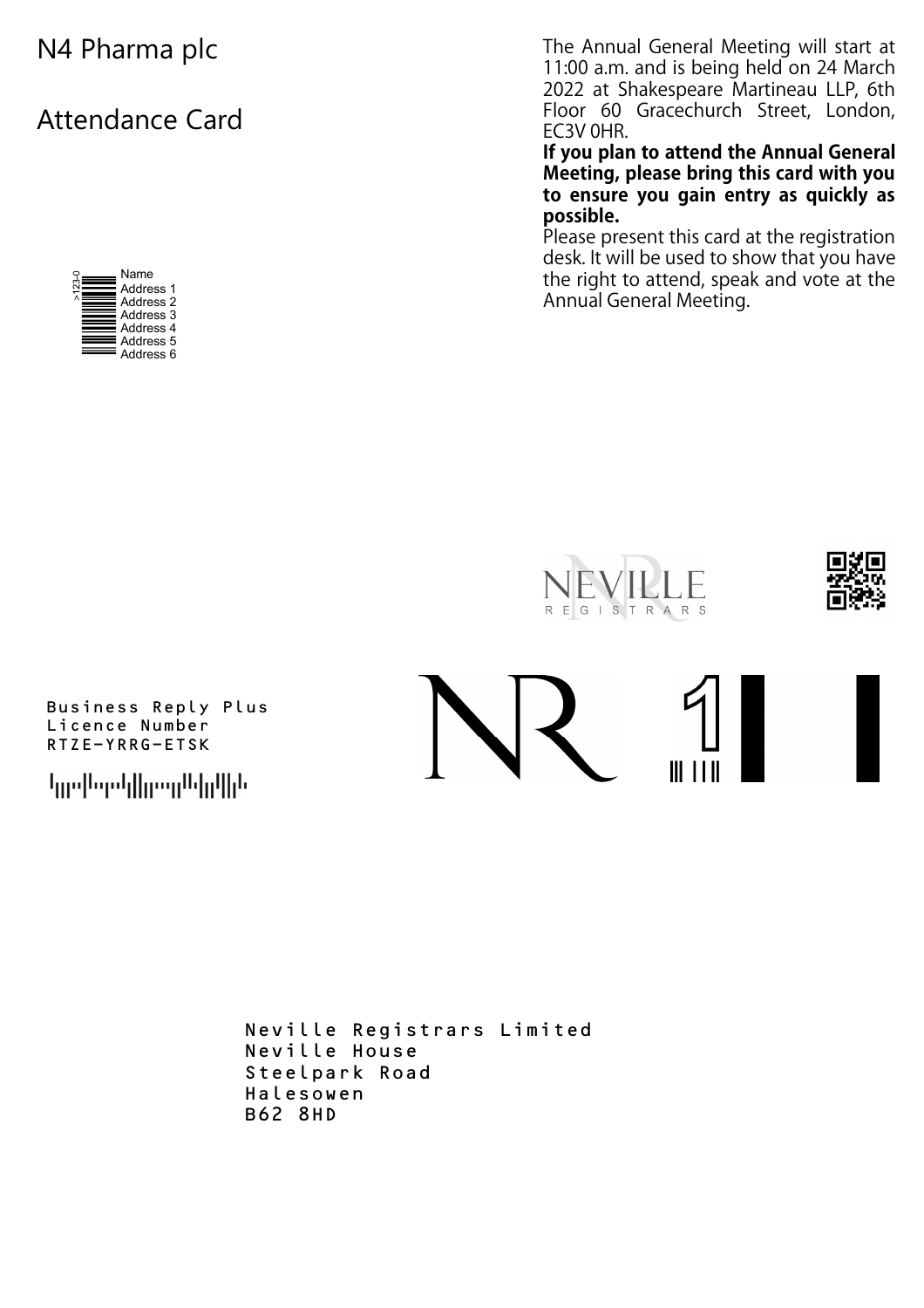N4 Pharma plc

# Attendance Card

>123-0

Name
Address 1
Address 2
Address 3
Address 4
Address 5
Address 6

The Annual General Meeting will start at 11:00 a.m. and is being held on 24 March 2022 at Shakespeare Martineau LLP, 6th Floor 60 Gracechurch Street, London, EC3V 0HR.

**If you plan to attend the Annual General Meeting, please bring this card with you to ensure you gain entry as quickly as possible.**

Please present this card at the registration desk. It will be used to show that you have the right to attend, speak and vote at the Annual General Meeting.

NEVILLE
REGISTRARS

Business Reply Plus
Licence Number
RTZE-YRRG-ETSK

NR 1

Neville Registrars Limited
Neville House
Steelpark Road
Halesowen
B62 8HD